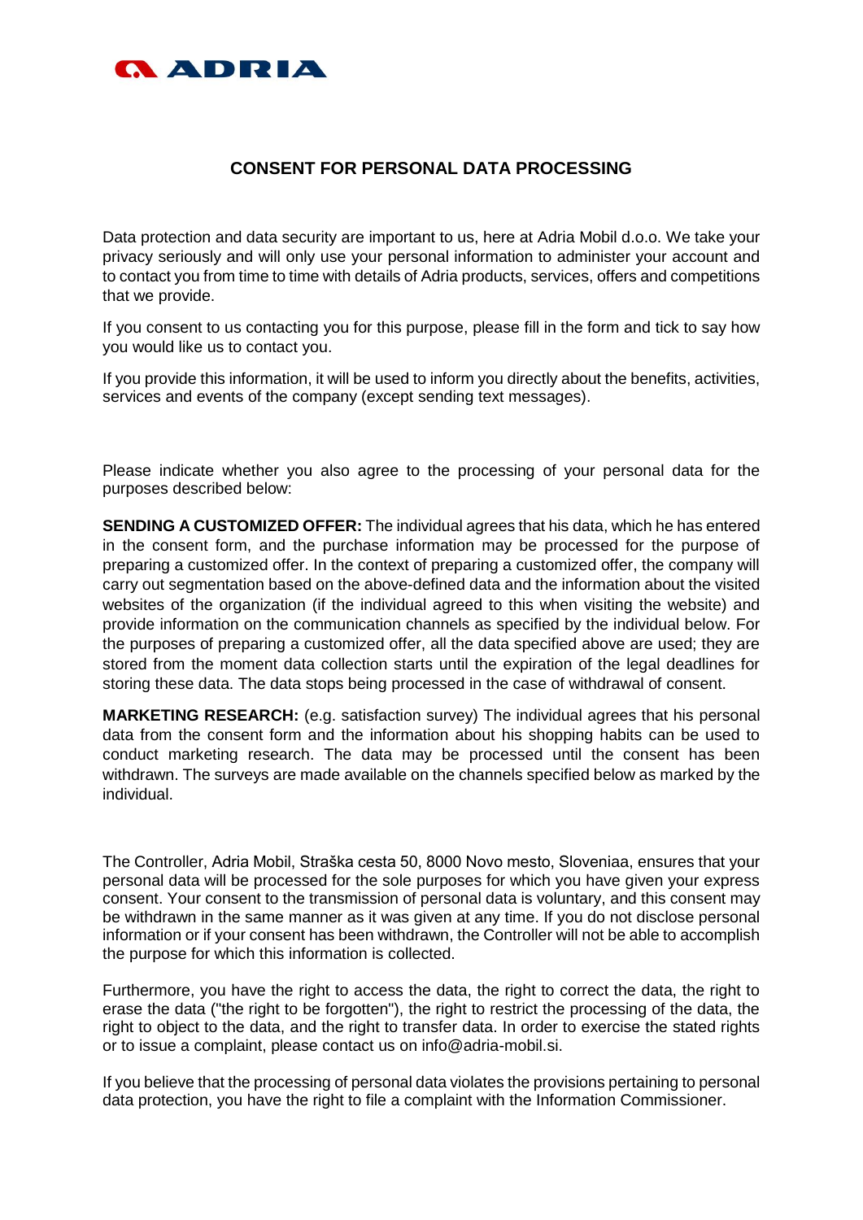ADRIA

# CONSENT FOR PERSONAL DATA PROCESSING

Data protection and data security are important to us, here at Adria Mobil d.o.o. We take your privacy seriously and will only use your personal information to administer your account and to contact you from time to time with details of Adria products, services, offers and competitions that we provide.

If you consent to us contacting you for this purpose, please fill in the form and tick to say how you would like us to contact you.

If you provide this information, it will be used to inform you directly about the benefits, activities, services and events of the company (except sending text messages).

Please indicate whether you also agree to the processing of your personal data for the purposes described below:

**SENDING A CUSTOMIZED OFFER:** The individual agrees that his data, which he has entered in the consent form, and the purchase information may be processed for the purpose of preparing a customized offer. In the context of preparing a customized offer, the company will carry out segmentation based on the above-defined data and the information about the visited websites of the organization (if the individual agreed to this when visiting the website) and provide information on the communication channels as specified by the individual below. For the purposes of preparing a customized offer, all the data specified above are used; they are stored from the moment data collection starts until the expiration of the legal deadlines for storing these data. The data stops being processed in the case of withdrawal of consent.

**MARKETING RESEARCH:** (e.g. satisfaction survey) The individual agrees that his personal data from the consent form and the information about his shopping habits can be used to conduct marketing research. The data may be processed until the consent has been withdrawn. The surveys are made available on the channels specified below as marked by the individual.

The Controller, Adria Mobil, Straška cesta 50, 8000 Novo mesto, Sloveniaa, ensures that your personal data will be processed for the sole purposes for which you have given your express consent. Your consent to the transmission of personal data is voluntary, and this consent may be withdrawn in the same manner as it was given at any time. If you do not disclose personal information or if your consent has been withdrawn, the Controller will not be able to accomplish the purpose for which this information is collected.

Furthermore, you have the right to access the data, the right to correct the data, the right to erase the data ("the right to be forgotten"), the right to restrict the processing of the data, the right to object to the data, and the right to transfer data. In order to exercise the stated rights or to issue a complaint, please contact us on info@adria-mobil.si.

If you believe that the processing of personal data violates the provisions pertaining to personal data protection, you have the right to file a complaint with the Information Commissioner.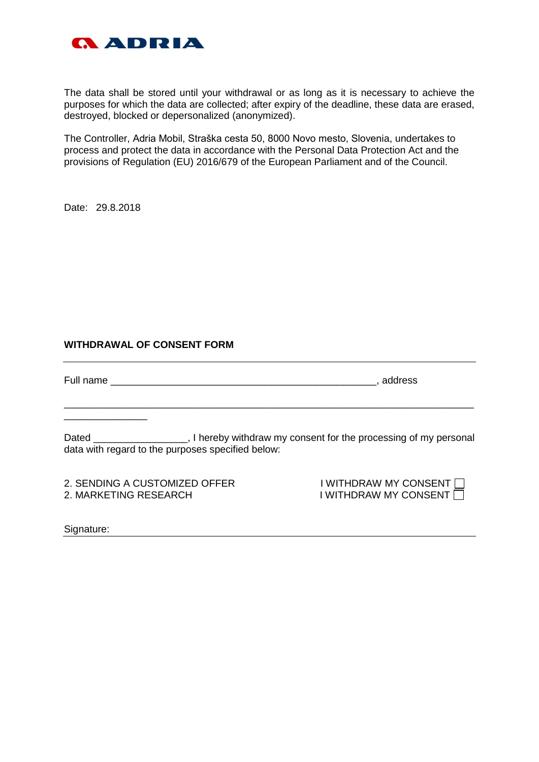The data shall be stored until your withdrawal or as long as it is necessary to achieve the purposes for which the data are collected; after expiry of the deadline, these data are erased, destroyed, blocked or depersonalized (anonymized).

The Controller, Adria Mobil, Straška cesta 50, 8000 Novo mesto, Slovenia, undertakes to process and protect the data in accordance with the Personal Data Protection Act and the provisions of Regulation (EU) 2016/679 of the European Parliament and of the Council.

Date: 29.8.2018

**WITHDRAWAL OF CONSENT FORM**

---

Full name ________________________________________________, address

_____________________________________________________________________________ _______________

Dated ________________, I hereby withdraw my consent for the processing of my personal data with regard to the purposes specified below:

| | |
|---|---|
| 2. SENDING A CUSTOMIZED OFFER | I WITHDRAW MY CONSENT ☐ |
| 2. MARKETING RESEARCH | I WITHDRAW MY CONSENT ☐ |

Signature:

---